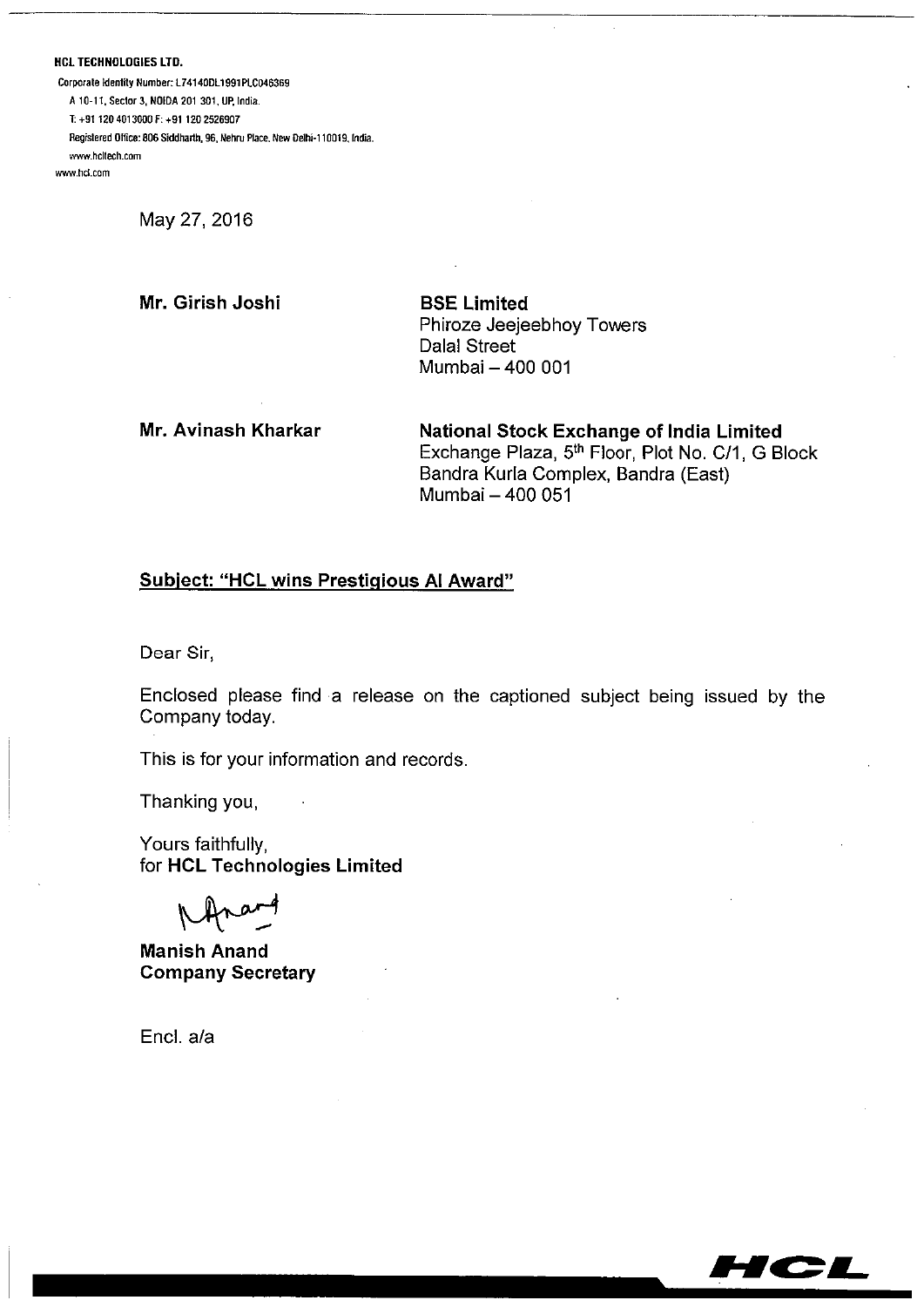**HCL TECHNOLOGIES LTD.**
Corporate Identity Number: L74140DL1991PLC046369
A 10-11, Sector 3, NOIDA 201 301, UP, India.
T: +91 120 4013000 F: +91 120 2526907
Registered Office: 806 Siddharth, 96, Nehru Place, New Delhi-110019, India.
www.hcltech.com
www.hcl.com

May 27, 2016

**Mr. Girish Joshi**
**BSE Limited**
Phiroze Jeejeebhoy Towers
Dalal Street
Mumbai – 400 001

**Mr. Avinash Kharkar**
**National Stock Exchange of India Limited**
Exchange Plaza, 5th Floor, Plot No. C/1, G Block
Bandra Kurla Complex, Bandra (East)
Mumbai – 400 051

**Subject: "HCL wins Prestigious AI Award"**

Dear Sir,

Enclosed please find a release on the captioned subject being issued by the Company today.

This is for your information and records.

Thanking you,

Yours faithfully,
for **HCL Technologies Limited**

**Manish Anand**
**Company Secretary**

Encl. a/a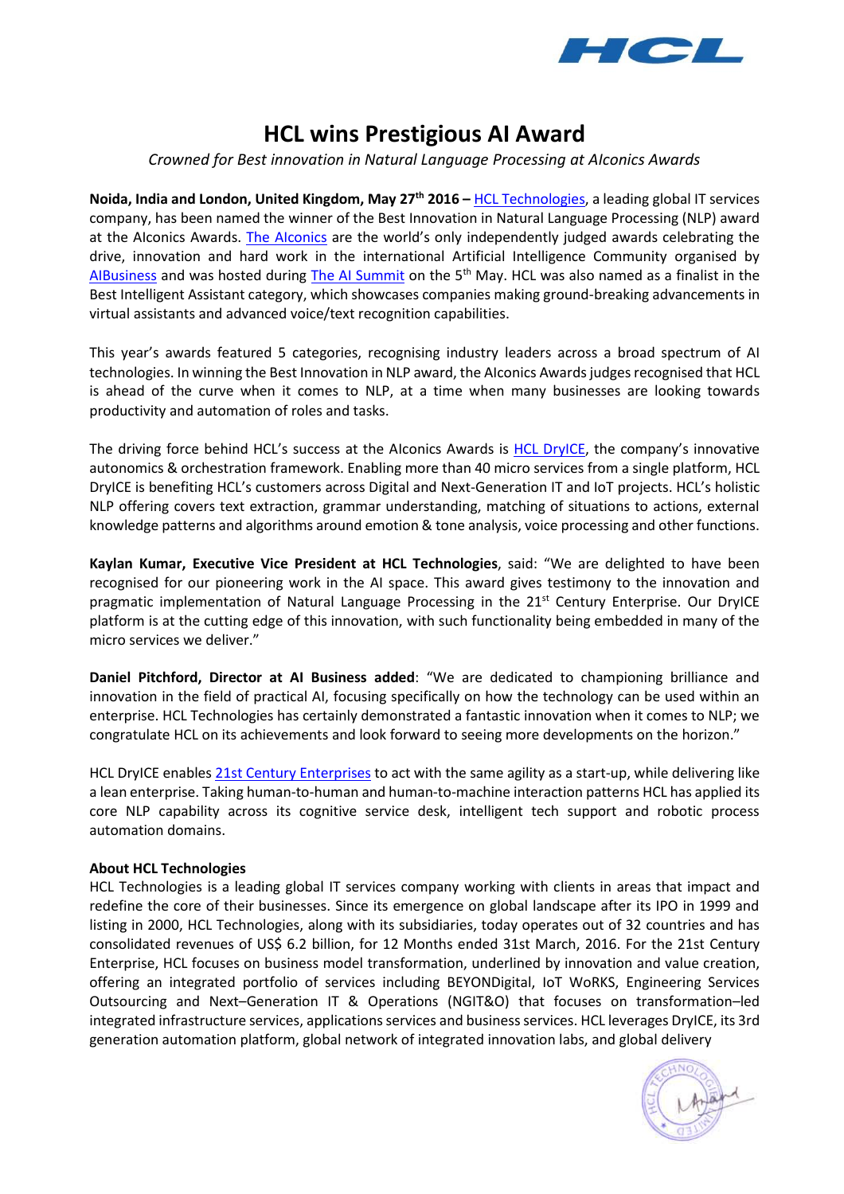# HCL wins Prestigious AI Award

*Crowned for Best innovation in Natural Language Processing at AIconics Awards*

**Noida, India and London, United Kingdom, May 27th 2016 –** HCL Technologies, a leading global IT services company, has been named the winner of the Best Innovation in Natural Language Processing (NLP) award at the AIconics Awards. The AIconics are the world's only independently judged awards celebrating the drive, innovation and hard work in the international Artificial Intelligence Community organised by AIBusiness and was hosted during The AI Summit on the 5th May. HCL was also named as a finalist in the Best Intelligent Assistant category, which showcases companies making ground-breaking advancements in virtual assistants and advanced voice/text recognition capabilities.

This year's awards featured 5 categories, recognising industry leaders across a broad spectrum of AI technologies. In winning the Best Innovation in NLP award, the AIconics Awards judges recognised that HCL is ahead of the curve when it comes to NLP, at a time when many businesses are looking towards productivity and automation of roles and tasks.

The driving force behind HCL's success at the AIconics Awards is HCL DryICE, the company's innovative autonomics & orchestration framework. Enabling more than 40 micro services from a single platform, HCL DryICE is benefiting HCL's customers across Digital and Next-Generation IT and IoT projects. HCL's holistic NLP offering covers text extraction, grammar understanding, matching of situations to actions, external knowledge patterns and algorithms around emotion & tone analysis, voice processing and other functions.

**Kaylan Kumar, Executive Vice President at HCL Technologies**, said: "We are delighted to have been recognised for our pioneering work in the AI space. This award gives testimony to the innovation and pragmatic implementation of Natural Language Processing in the 21st Century Enterprise. Our DryICE platform is at the cutting edge of this innovation, with such functionality being embedded in many of the micro services we deliver."

**Daniel Pitchford, Director at AI Business added**: "We are dedicated to championing brilliance and innovation in the field of practical AI, focusing specifically on how the technology can be used within an enterprise. HCL Technologies has certainly demonstrated a fantastic innovation when it comes to NLP; we congratulate HCL on its achievements and look forward to seeing more developments on the horizon."

HCL DryICE enables 21st Century Enterprises to act with the same agility as a start-up, while delivering like a lean enterprise. Taking human-to-human and human-to-machine interaction patterns HCL has applied its core NLP capability across its cognitive service desk, intelligent tech support and robotic process automation domains.

**About HCL Technologies**

HCL Technologies is a leading global IT services company working with clients in areas that impact and redefine the core of their businesses. Since its emergence on global landscape after its IPO in 1999 and listing in 2000, HCL Technologies, along with its subsidiaries, today operates out of 32 countries and has consolidated revenues of US$ 6.2 billion, for 12 Months ended 31st March, 2016. For the 21st Century Enterprise, HCL focuses on business model transformation, underlined by innovation and value creation, offering an integrated portfolio of services including BEYONDigital, IoT WoRKS, Engineering Services Outsourcing and Next–Generation IT & Operations (NGIT&O) that focuses on transformation–led integrated infrastructure services, applications services and business services. HCL leverages DryICE, its 3rd generation automation platform, global network of integrated innovation labs, and global delivery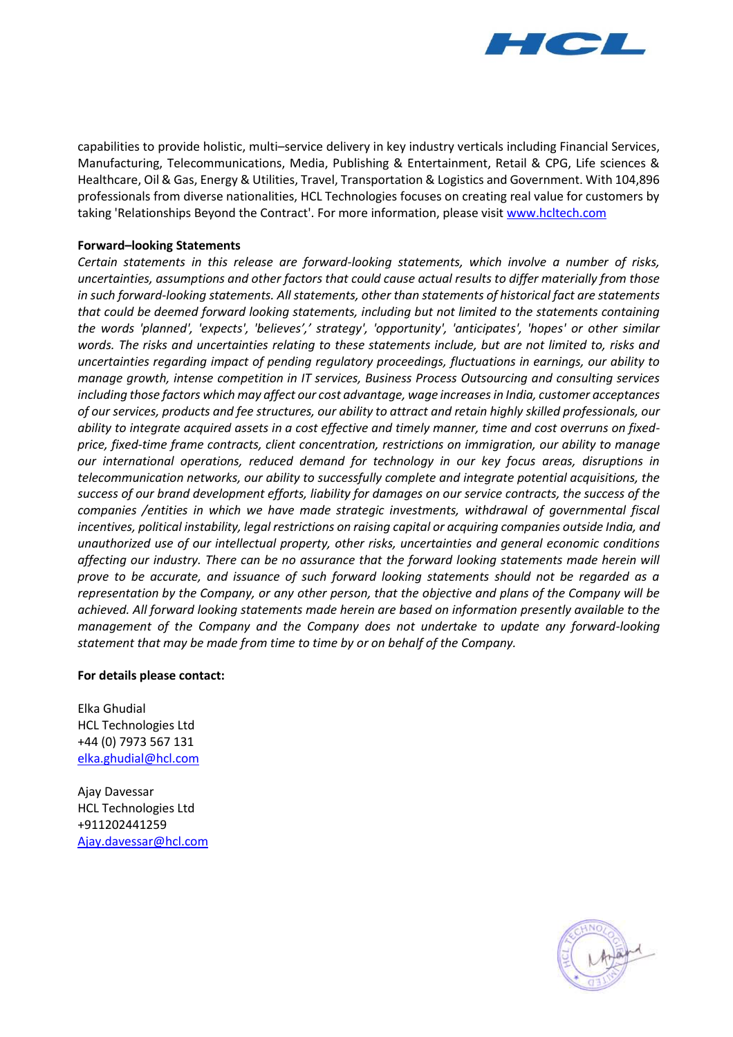capabilities to provide holistic, multi–service delivery in key industry verticals including Financial Services, Manufacturing, Telecommunications, Media, Publishing & Entertainment, Retail & CPG, Life sciences & Healthcare, Oil & Gas, Energy & Utilities, Travel, Transportation & Logistics and Government. With 104,896 professionals from diverse nationalities, HCL Technologies focuses on creating real value for customers by taking 'Relationships Beyond the Contract'. For more information, please visit [www.hcltech.com](http://www.hcltech.com)

**Forward–looking Statements**

*Certain statements in this release are forward-looking statements, which involve a number of risks, uncertainties, assumptions and other factors that could cause actual results to differ materially from those in such forward-looking statements. All statements, other than statements of historical fact are statements that could be deemed forward looking statements, including but not limited to the statements containing the words 'planned', 'expects', 'believes',' strategy', 'opportunity', 'anticipates', 'hopes' or other similar words. The risks and uncertainties relating to these statements include, but are not limited to, risks and uncertainties regarding impact of pending regulatory proceedings, fluctuations in earnings, our ability to manage growth, intense competition in IT services, Business Process Outsourcing and consulting services including those factors which may affect our cost advantage, wage increases in India, customer acceptances of our services, products and fee structures, our ability to attract and retain highly skilled professionals, our ability to integrate acquired assets in a cost effective and timely manner, time and cost overruns on fixed-price, fixed-time frame contracts, client concentration, restrictions on immigration, our ability to manage our international operations, reduced demand for technology in our key focus areas, disruptions in telecommunication networks, our ability to successfully complete and integrate potential acquisitions, the success of our brand development efforts, liability for damages on our service contracts, the success of the companies /entities in which we have made strategic investments, withdrawal of governmental fiscal incentives, political instability, legal restrictions on raising capital or acquiring companies outside India, and unauthorized use of our intellectual property, other risks, uncertainties and general economic conditions affecting our industry. There can be no assurance that the forward looking statements made herein will prove to be accurate, and issuance of such forward looking statements should not be regarded as a representation by the Company, or any other person, that the objective and plans of the Company will be achieved. All forward looking statements made herein are based on information presently available to the management of the Company and the Company does not undertake to update any forward-looking statement that may be made from time to time by or on behalf of the Company.*

**For details please contact:**

Elka Ghudial
HCL Technologies Ltd
+44 (0) 7973 567 131
[elka.ghudial@hcl.com](mailto:elka.ghudial@hcl.com)

Ajay Davessar
HCL Technologies Ltd
+911202441259
[Ajay.davessar@hcl.com](mailto:Ajay.davessar@hcl.com)